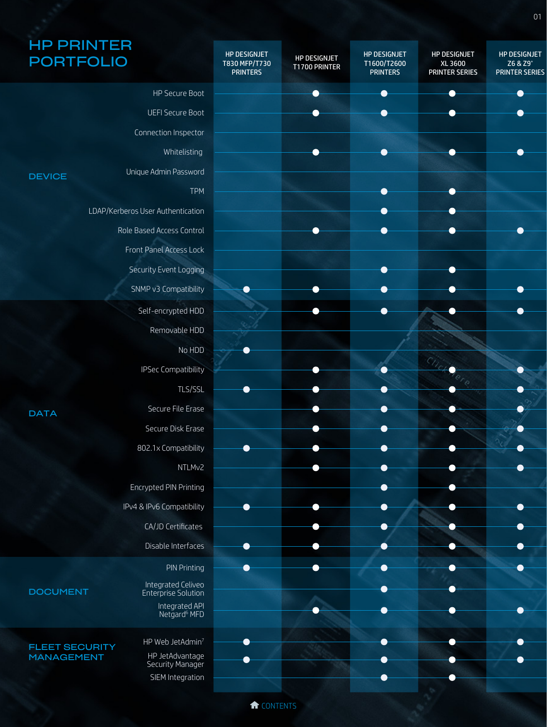# HP PRINTER PORTFOLIO

| Category | Feature | HP DESIGNJET T830 MFP/T730 PRINTERS | HP DESIGNJET T1700 PRINTER | HP DESIGNJET T1600/T2600 PRINTERS | HP DESIGNJET XL 3600 PRINTER SERIES | HP DESIGNJET Z6 & Z9[*] PRINTER SERIES |
|---|---|---|---|---|---|---|
| DEVICE | HP Secure Boot | | ● | ● | ● | ● |
| | UEFI Secure Boot | | ● | ● | ● | ● |
| | Connection Inspector | | | | | |
| | Whitelisting | | ● | ● | ● | ● |
| | Unique Admin Password | | | | | |
| | TPM | | | ● | ● | |
| | LDAP/Kerberos User Authentication | | | ● | ● | |
| | Role Based Access Control | | ● | ● | ● | ● |
| | Front Panel Access Lock | | | | | |
| | Security Event Logging | | | ● | ● | |
| | SNMP v3 Compatibility | ● | ● | ● | ● | ● |
| DATA | Self-encrypted HDD | | ● | ● | ● | ● |
| | Removable HDD | | | | | |
| | No HDD | ● | | | | |
| | IPSec Compatibility | | ● | ● | ● | ● |
| | TLS/SSL | ● | ● | ● | ● | ● |
| | Secure File Erase | | ● | ● | ● | ● |
| | Secure Disk Erase | | ● | ● | ● | ● |
| | 802.1x Compatibility | ● | ● | ● | ● | ● |
| | NTLMv2 | | ● | ● | ● | ● |
| | Encrypted PIN Printing | | | ● | ● | |
| | IPv4 & IPv6 Compatibility | ● | ● | ● | ● | ● |
| | CA/JD Certificates | | ● | ● | ● | ● |
| | Disable Interfaces | ● | ● | ● | ● | ● |
| DOCUMENT | PIN Printing | ● | ● | ● | ● | ● |
| | Integrated Celiveo Enterprise Solution | | | ● | ● | |
| | Integrated API Netgard[6] MFD | | ● | ● | ● | ● |
| FLEET SECURITY MANAGEMENT | HP Web JetAdmin[7] | ● | | ● | ● | ● |
| | HP JetAdvantage Security Manager | ● | | ● | ● | ● |
| | SIEM Integration | | | ● | ● | |

CONTENTS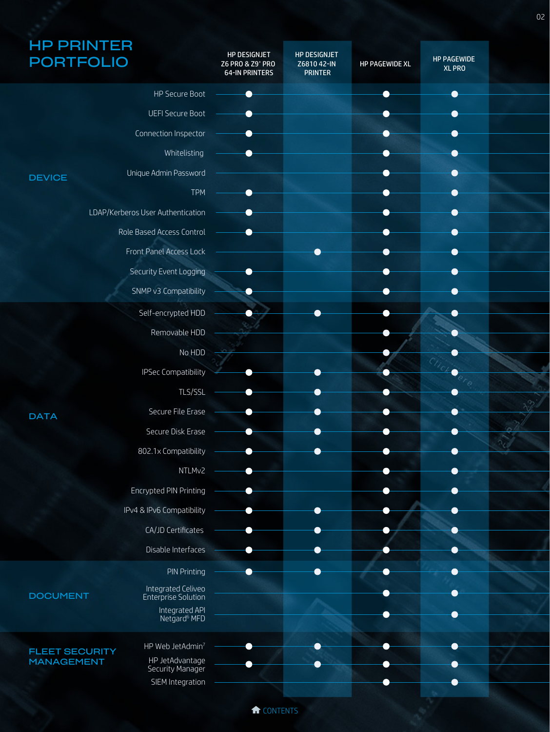# HP PRINTER PORTFOLIO

| Category | Feature | HP DESIGNJET Z6 PRO & Z9⁺ PRO 64-IN PRINTERS | HP DESIGNJET Z6810 42-IN PRINTER | HP PAGEWIDE XL | HP PAGEWIDE XL PRO |
|---|---|---|---|---|---|
| DEVICE | HP Secure Boot | ● | | ● | ● |
| | UEFI Secure Boot | ● | | ● | ● |
| | Connection Inspector | ● | | ● | ● |
| | Whitelisting | ● | | ● | ● |
| | Unique Admin Password | | | ● | ● |
| | TPM | ● | | ● | ● |
| | LDAP/Kerberos User Authentication | ● | | ● | ● |
| | Role Based Access Control | ● | | ● | ● |
| | Front Panel Access Lock | | ● | ● | ● |
| | Security Event Logging | ● | | ● | ● |
| | SNMP v3 Compatibility | ● | | ● | ● |
| DATA | Self-encrypted HDD | ● | ● | ● | ● |
| | Removable HDD | | | ● | ● |
| | No HDD | | | ● | ● |
| | IPSec Compatibility | ● | ● | ● | ● |
| | TLS/SSL | ● | ● | ● | ● |
| | Secure File Erase | ● | ● | ● | ● |
| | Secure Disk Erase | ● | ● | ● | ● |
| | 802.1x Compatibility | ● | ● | ● | ● |
| | NTLMv2 | ● | | ● | ● |
| | Encrypted PIN Printing | ● | | ● | ● |
| | IPv4 & IPv6 Compatibility | ● | ● | ● | ● |
| | CA/JD Certificates | ● | ● | ● | ● |
| | Disable Interfaces | ● | ● | ● | ● |
| DOCUMENT | PIN Printing | ● | ● | ● | ● |
| | Integrated Celiveo Enterprise Solution | | | ● | ● |
| | Integrated API Netgard[6] MFD | | | ● | ● |
| FLEET SECURITY MANAGEMENT | HP Web JetAdmin[7] | ● | ● | ● | ● |
| | HP JetAdvantage Security Manager | ● | ● | ● | ● |
| | SIEM Integration | | | ● | ● |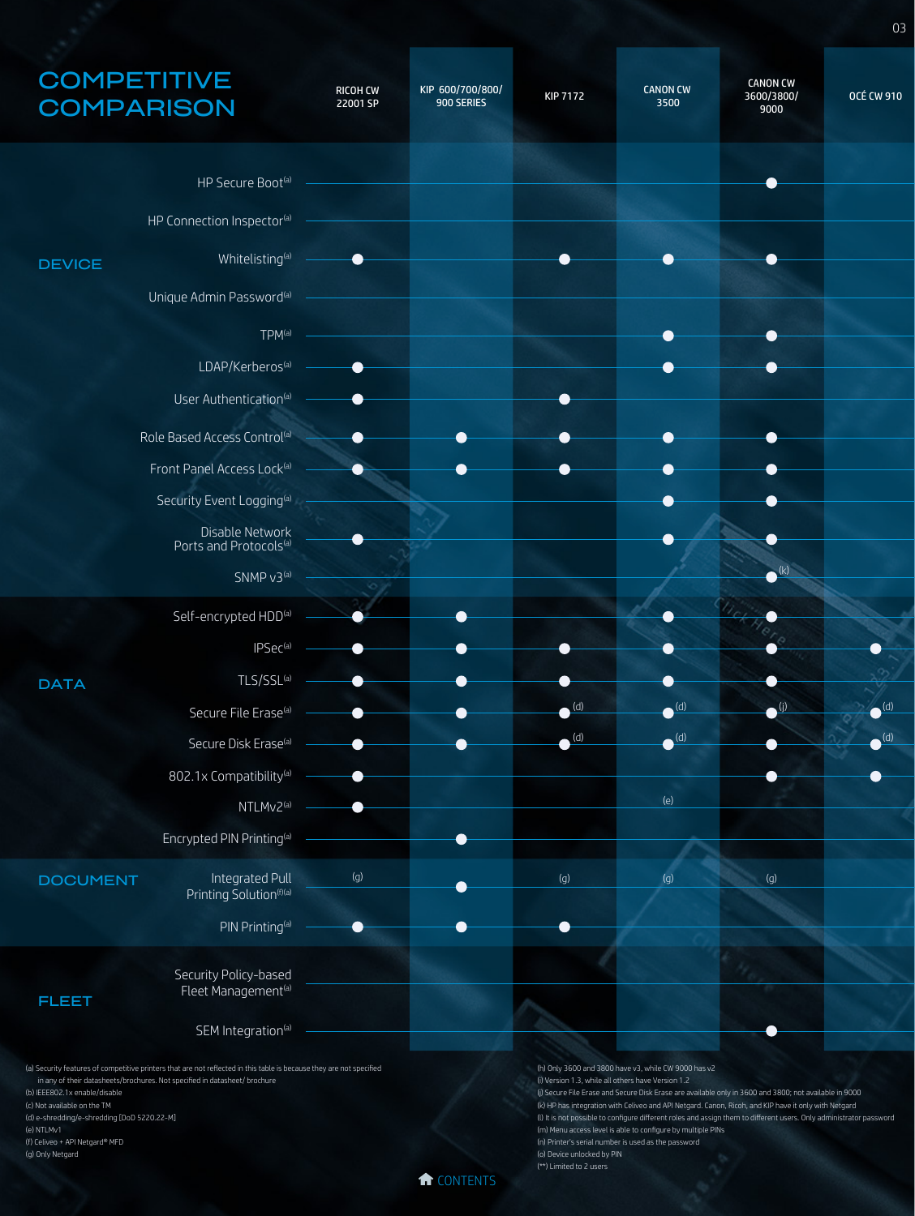# COMPETITIVE COMPARISON

| | | RICOH CW 22001 SP | KIP 600/700/800/ 900 SERIES | KIP 7172 | CANON CW 3500 | CANON CW 3600/3800/ 9000 | OCÉ CW 910 |
|---|---|---|---|---|---|---|---|
| **DEVICE** | HP Secure Boot[a] | | | | | ● | |
| | HP Connection Inspector[a] | | | | | | |
| | Whitelisting[a] | ● | | ● | ● | ● | |
| | Unique Admin Password[a] | | | | | | |
| | TPM[a] | | | | ● | ● | |
| | LDAP/Kerberos[a] | ● | | | ● | ● | |
| | User Authentication[a] | ● | | ● | | | |
| | Role Based Access Control[a] | ● | ● | ● | ● | ● | |
| | Front Panel Access Lock[a] | ● | ● | ● | ● | ● | |
| | Security Event Logging[a] | | | | ● | ● | |
| | Disable Network Ports and Protocols[a] | ● | | | ● | ● | |
| | SNMP v3[a] | | | | | ● (k) | |
| **DATA** | Self-encrypted HDD[a] | ● | ● | | ● | ● | |
| | IPSec[a] | ● | ● | ● | ● | ● | ● |
| | TLS/SSL[a] | ● | ● | ● | ● | ● | |
| | Secure File Erase[a] | ● | ● | ● (d) | ● (d) | ● (j) | ● (d) |
| | Secure Disk Erase[a] | ● | ● | ● (d) | ● (d) | ● | ● (d) |
| | 802.1x Compatibility[a] | ● | | | | ● | ● |
| | NTLMv2[a] | ● | | | (e) | | |
| | Encrypted PIN Printing[a] | | ● | | | | |
| **DOCUMENT** | Integrated Pull Printing Solution[f][a] | (g) | ● | (g) | (g) | (g) | |
| | PIN Printing[a] | ● | ● | ● | | | |
| **FLEET** | Security Policy-based Fleet Management[a] | | | | | | |
| | SEM Integration[a] | | | | | ● | |

(a) Security features of competitive printers that are not reflected in this table is because they are not specified in any of their datasheets/brochures. Not specified in datasheet/ brochure
(b) IEEE802.1x enable/disable
(c) Not available on the TM
(d) e-shredding/e-shredding [DoD 5220.22-M]
(e) NTLMv1
(f) Celiveo + API Netgard® MFD
(g) Only Netgard
(h) Only 3600 and 3800 have v3, while CW 9000 has v2
(i) Version 1.3, while all others have Version 1.2
(j) Secure File Erase and Secure Disk Erase are available only in 3600 and 3800; not available in 9000
(k) HP has integration with Celiveo and API Netgard. Canon, Ricoh, and KIP have it only with Netgard
(l) It is not possible to configure different roles and assign them to different users. Only administrator password
(m) Menu access level is able to configure by multiple PINs
(n) Printer's serial number is used as the password
(o) Device unlocked by PIN
(**) Limited to 2 users

CONTENTS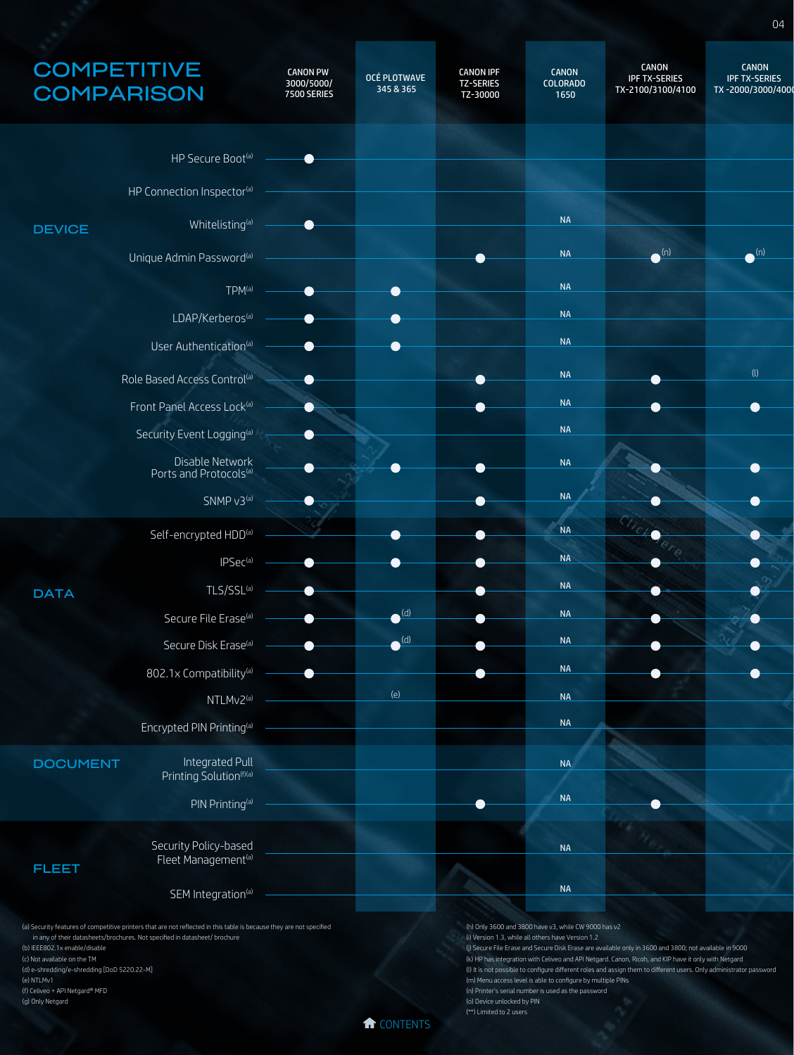# COMPETITIVE COMPARISON

| Category | Feature | CANON PW 3000/5000/ 7500 SERIES | OCÉ PLOTWAVE 345 & 365 | CANON IPF TZ-SERIES TZ-30000 | CANON COLORADO 1650 | CANON IPF TX-SERIES TX-2100/3100/4100 | CANON IPF TX-SERIES TX -2000/3000/4000 |
|---|---|---|---|---|---|---|---|
| DEVICE | HP Secure Boot[a] | ● | | | | | |
| | HP Connection Inspector[a] | | | | | | |
| | Whitelisting[a] | ● | | | NA | | |
| | Unique Admin Password[a] | | | ● | NA | ● (n) | ● (n) |
| | TPM[a] | ● | ● | | NA | | |
| | LDAP/Kerberos[a] | ● | ● | | NA | | |
| | User Authentication[a] | ● | ● | | NA | | |
| | Role Based Access Control[a] | ● | | ● | NA | ● | (l) |
| | Front Panel Access Lock[a] | ● | | ● | NA | ● | ● |
| | Security Event Logging[a] | ● | | | NA | | |
| | Disable Network Ports and Protocols[a] | ● | ● | ● | NA | ● | ● |
| | SNMP v3[a] | ● | | ● | NA | ● | ● |
| DATA | Self-encrypted HDD[a] | | ● | ● | NA | | ● |
| | IPSec[a] | ● | ● | ● | NA | ● | ● |
| | TLS/SSL[a] | ● | | ● | NA | ● | ● |
| | Secure File Erase[a] | ● | ● (d) | ● | NA | ● | ● |
| | Secure Disk Erase[a] | ● | ● (d) | ● | NA | ● | ● |
| | 802.1x Compatibility[a] | ● | | ● | NA | ● | ● |
| | NTLMv2[a] | | (e) | | NA | | |
| | Encrypted PIN Printing[a] | | | | NA | | |
| DOCUMENT | Integrated Pull Printing Solution[f][a] | | | | NA | | |
| | PIN Printing[a] | | | ● | NA | ● | |
| FLEET | Security Policy-based Fleet Management[a] | | | | NA | | |
| | SEM Integration[a] | | | | NA | | |

(a) Security features of competitive printers that are not reflected in this table is because they are not specified in any of their datasheets/brochures. Not specified in datasheet/ brochure
(b) IEEE802.1x enable/disable
(c) Not available on the TM
(d) e-shredding/e-shredding [DoD 5220.22-M]
(e) NTLMv1
(f) Celiveo + API Netgard® MFD
(g) Only Netgard
(h) Only 3600 and 3800 have v3, while CW 9000 has v2
(i) Version 1.3, while all others have Version 1.2
(j) Secure File Erase and Secure Disk Erase are available only in 3600 and 3800; not available in 9000
(k) HP has integration with Celiveo and API Netgard. Canon, Ricoh, and KIP have it only with Netgard
(l) It is not possible to configure different roles and assign them to different users. Only administrator password
(m) Menu access level is able to configure by multiple PINs
(n) Printer's serial number is used as the password
(o) Device unlocked by PIN
(**) Limited to 2 users

CONTENTS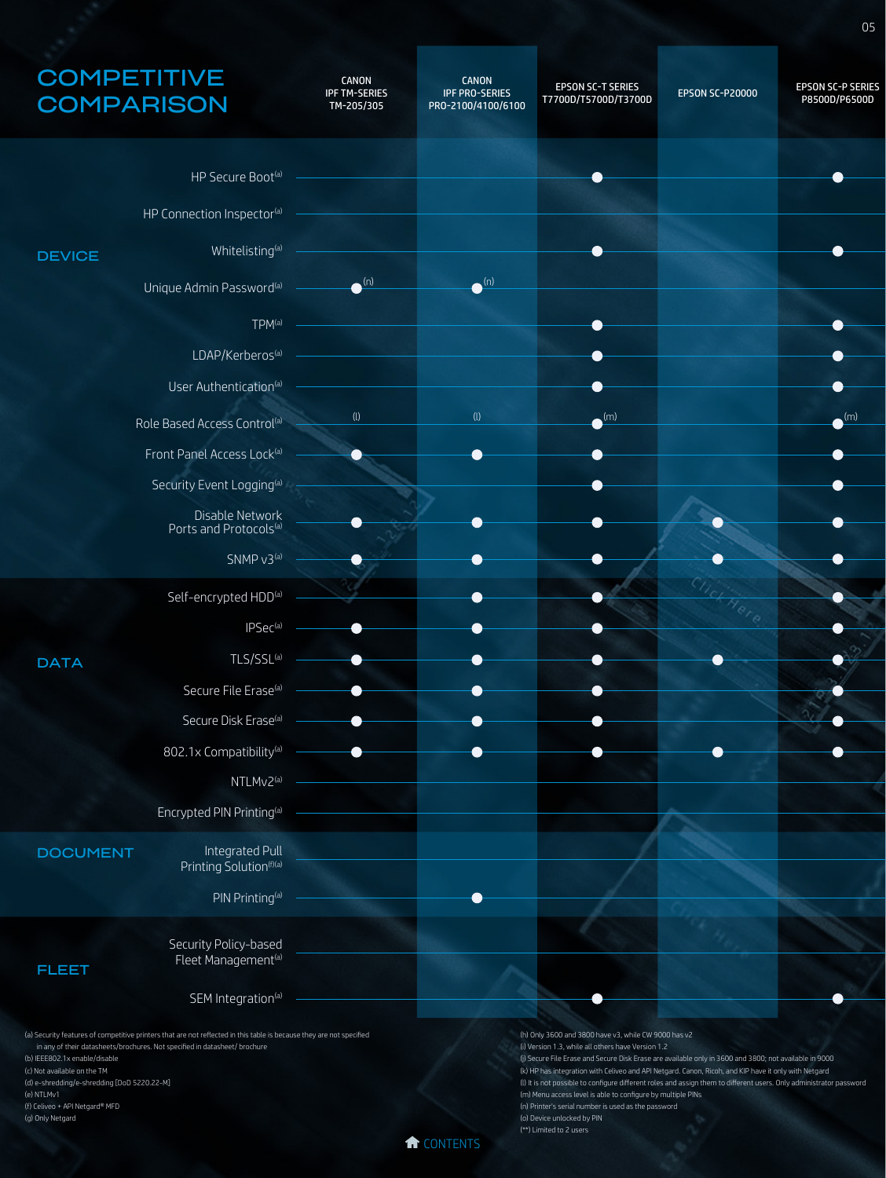# COMPETITIVE COMPARISON

| | | CANON IPF TM-SERIES TM-205/305 | CANON IPF PRO-SERIES PRO-2100/4100/6100 | EPSON SC-T SERIES T7700D/T5700D/T3700D | EPSON SC-P20000 | EPSON SC-P SERIES P8500D/P6500D |
|---|---|---|---|---|---|---|
| DEVICE | HP Secure Boot[a] | | | ● | | ● |
| | HP Connection Inspector[a] | | | | | |
| | Whitelisting[a] | | | ● | | ● |
| | Unique Admin Password[a] | ● (n) | ● (n) | | | |
| | TPM[a] | | | ● | | ● |
| | LDAP/Kerberos[a] | | | ● | | ● |
| | User Authentication[a] | | | ● | | ● |
| | Role Based Access Control[a] | (l) | (l) | ● (m) | | ● (m) |
| | Front Panel Access Lock[a] | ● | ● | ● | | ● |
| | Security Event Logging[a] | | | ● | | ● |
| | Disable Network Ports and Protocols[a] | ● | ● | ● | ● | ● |
| | SNMP v3[a] | ● | ● | ● | ● | ● |
| DATA | Self-encrypted HDD[a] | | ● | ● | | ● |
| | IPSec[a] | ● | ● | ● | | ● |
| | TLS/SSL[a] | ● | ● | ● | ● | ● |
| | Secure File Erase[a] | ● | ● | ● | | ● |
| | Secure Disk Erase[a] | ● | ● | ● | | ● |
| | 802.1x Compatibility[a] | ● | ● | ● | ● | ● |
| | NTLMv2[a] | | | | | |
| | Encrypted PIN Printing[a] | | | | | |
| DOCUMENT | Integrated Pull Printing Solution[f][a] | | | | | |
| | PIN Printing[a] | | ● | | | |
| FLEET | Security Policy-based Fleet Management[a] | | | | | |
| | SEM Integration[a] | | | ● | | ● |

(a) Security features of competitive printers that are not reflected in this table is because they are not specified in any of their datasheets/brochures. Not specified in datasheet/ brochure
(b) IEEE802.1x enable/disable
(c) Not available on the TM
(d) e-shredding/e-shredding [DoD 5220.22-M]
(e) NTLMv1
(f) Celiveo + API Netgard® MFD
(g) Only Netgard
(h) Only 3600 and 3800 have v3, while CW 9000 has v2
(i) Version 1.3, while all others have Version 1.2
(j) Secure File Erase and Secure Disk Erase are available only in 3600 and 3800; not available in 9000
(k) HP has integration with Celiveo and API Netgard. Canon, Ricoh, and KIP have it only with Netgard
(l) It is not possible to configure different roles and assign them to different users. Only administrator password
(m) Menu access level is able to configure by multiple PINs
(n) Printer's serial number is used as the password
(o) Device unlocked by PIN
(**) Limited to 2 users